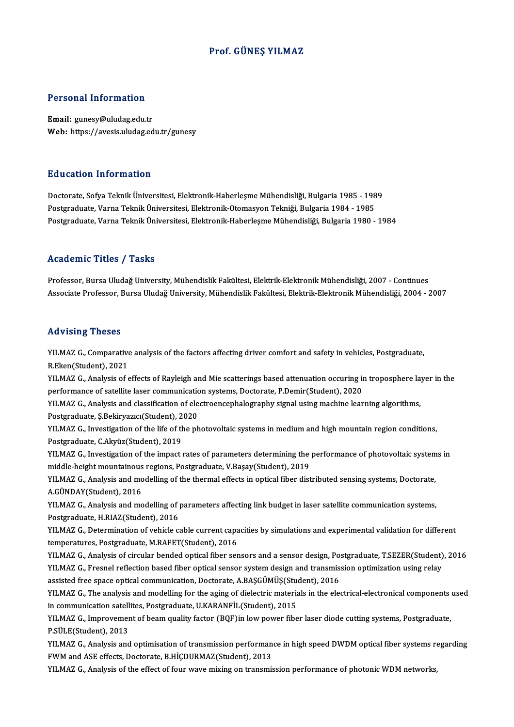# Prof. GÜNEŞ YILMAZ

## Personal Information

**Email:** gunesy@uludag.edu.tr
**Web:** https://avesis.uludag.edu.tr/gunesy

## Education Information

Doctorate, Sofya Teknik Üniversitesi, Elektronik-Haberleşme Mühendisliği, Bulgaria 1985 - 1989
Postgraduate, Varna Teknik Üniversitesi, Elektronik-Otomasyon Tekniği, Bulgaria 1984 - 1985
Postgraduate, Varna Teknik Üniversitesi, Elektronik-Haberleşme Mühendisliği, Bulgaria 1980 - 1984

## Academic Titles / Tasks

Professor, Bursa Uludağ University, Mühendislik Fakültesi, Elektrik-Elektronik Mühendisliği, 2007 - Continues
Associate Professor, Bursa Uludağ University, Mühendislik Fakültesi, Elektrik-Elektronik Mühendisliği, 2004 - 2007

## Advising Theses

YILMAZ G., Comparative analysis of the factors affecting driver comfort and safety in vehicles, Postgraduate, R.Eken(Student), 2021
YILMAZ G., Analysis of effects of Rayleigh and Mie scatterings based attenuation occuring in troposphere layer in the performance of satellite laser communication systems, Doctorate, P.Demir(Student), 2020
YILMAZ G., Analysis and classification of electroencephalography signal using machine learning algorithms, Postgraduate, Ş.Bekiryazıcı(Student), 2020
YILMAZ G., Investigation of the life of the photovoltaic systems in medium and high mountain region conditions, Postgraduate, C.Akyüz(Student), 2019
YILMAZ G., Investigation of the impact rates of parameters determining the performance of photovoltaic systems in middle-height mountainous regions, Postgraduate, V.Başay(Student), 2019
YILMAZ G., Analysis and modelling of the thermal effects in optical fiber distributed sensing systems, Doctorate, A.GÜNDAY(Student), 2016
YILMAZ G., Analysis and modelling of parameters affecting link budget in laser satellite communication systems, Postgraduate, H.RIAZ(Student), 2016
YILMAZ G., Determination of vehicle cable current capacities by simulations and experimental validation for different temperatures, Postgraduate, M.RAFET(Student), 2016
YILMAZ G., Analysis of circular bended optical fiber sensors and a sensor design, Postgraduate, T.SEZER(Student), 2016
YILMAZ G., Fresnel reflection based fiber optical sensor system design and transmission optimization using relay assisted free space optical communication, Doctorate, A.BAŞGÜMÜŞ(Student), 2016
YILMAZ G., The analysis and modelling for the aging of dielectric materials in the electrical-electronical components used in communication satellites, Postgraduate, U.KARANFİL(Student), 2015
YILMAZ G., Improvement of beam quality factor (BQF)in low power fiber laser diode cutting systems, Postgraduate, P.SÜLE(Student), 2013
YILMAZ G., Analysis and optimisation of transmission performance in high speed DWDM optical fiber systems regarding FWM and ASE effects, Doctorate, B.HİÇDURMAZ(Student), 2013
YILMAZ G., Analysis of the effect of four wave mixing on transmission performance of photonic WDM networks,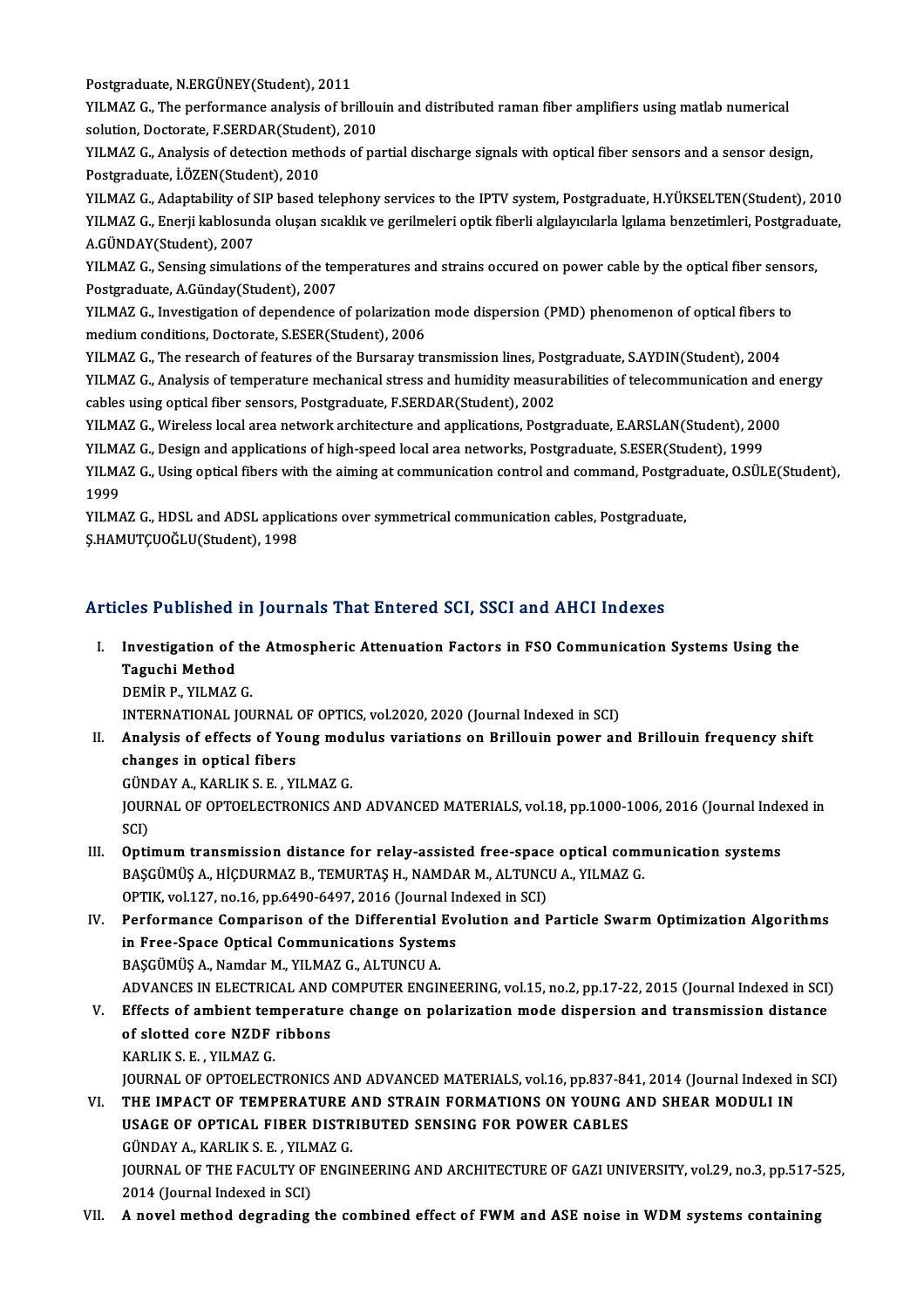Postgraduate, N.ERGÜNEY(Student), 2011

YILMAZ G., The performance analysis of brillouin and distributed raman fiber amplifiers using matlab numerical solution, Doctorate, F.SERDAR(Student), 2010

YILMAZ G., Analysis of detection methods of partial discharge signals with optical fiber sensors and a sensor design, Postgraduate, İ.ÖZEN(Student), 2010

YILMAZ G., Adaptability of SIP based telephony services to the IPTV system, Postgraduate, H.YÜKSELTEN(Student), 2010

YILMAZ G., Enerji kablosunda oluşan sıcaklık ve gerilmeleri optik fiberli algılayıcılarla lgılama benzetimleri, Postgraduate, A.GÜNDAY(Student), 2007

YILMAZ G., Sensing simulations of the temperatures and strains occured on power cable by the optical fiber sensors, Postgraduate, A.Günday(Student), 2007

YILMAZ G., Investigation of dependence of polarization mode dispersion (PMD) phenomenon of optical fibers to medium conditions, Doctorate, S.ESER(Student), 2006

YILMAZ G., The research of features of the Bursaray transmission lines, Postgraduate, S.AYDIN(Student), 2004

YILMAZ G., Analysis of temperature mechanical stress and humidity measurabilities of telecommunication and energy cables using optical fiber sensors, Postgraduate, F.SERDAR(Student), 2002

YILMAZ G., Wireless local area network architecture and applications, Postgraduate, E.ARSLAN(Student), 2000

YILMAZ G., Design and applications of high-speed local area networks, Postgraduate, S.ESER(Student), 1999

YILMAZ G., Using optical fibers with the aiming at communication control and command, Postgraduate, O.SÜLE(Student), 1999

YILMAZ G., HDSL and ADSL applications over symmetrical communication cables, Postgraduate, Ş.HAMUTÇUOĞLU(Student), 1998

## Articles Published in Journals That Entered SCI, SSCI and AHCI Indexes

I. **Investigation of the Atmospheric Attenuation Factors in FSO Communication Systems Using the Taguchi Method**
DEMİR P., YILMAZ G.
INTERNATIONAL JOURNAL OF OPTICS, vol.2020, 2020 (Journal Indexed in SCI)

II. **Analysis of effects of Young modulus variations on Brillouin power and Brillouin frequency shift changes in optical fibers**
GÜNDAY A., KARLIK S. E. , YILMAZ G.
JOURNAL OF OPTOELECTRONICS AND ADVANCED MATERIALS, vol.18, pp.1000-1006, 2016 (Journal Indexed in SCI)

III. **Optimum transmission distance for relay-assisted free-space optical communication systems**
BAŞGÜMÜŞ A., HİÇDURMAZ B., TEMURTAŞ H., NAMDAR M., ALTUNCU A., YILMAZ G.
OPTIK, vol.127, no.16, pp.6490-6497, 2016 (Journal Indexed in SCI)

IV. **Performance Comparison of the Differential Evolution and Particle Swarm Optimization Algorithms in Free-Space Optical Communications Systems**
BAŞGÜMÜŞ A., Namdar M., YILMAZ G., ALTUNCU A.
ADVANCES IN ELECTRICAL AND COMPUTER ENGINEERING, vol.15, no.2, pp.17-22, 2015 (Journal Indexed in SCI)

V. **Effects of ambient temperature change on polarization mode dispersion and transmission distance of slotted core NZDF ribbons**
KARLIK S. E. , YILMAZ G.
JOURNAL OF OPTOELECTRONICS AND ADVANCED MATERIALS, vol.16, pp.837-841, 2014 (Journal Indexed in SCI)

VI. **THE IMPACT OF TEMPERATURE AND STRAIN FORMATIONS ON YOUNG AND SHEAR MODULI IN USAGE OF OPTICAL FIBER DISTRIBUTED SENSING FOR POWER CABLES**
GÜNDAY A., KARLIK S. E. , YILMAZ G.
JOURNAL OF THE FACULTY OF ENGINEERING AND ARCHITECTURE OF GAZI UNIVERSITY, vol.29, no.3, pp.517-525, 2014 (Journal Indexed in SCI)

VII. **A novel method degrading the combined effect of FWM and ASE noise in WDM systems containing**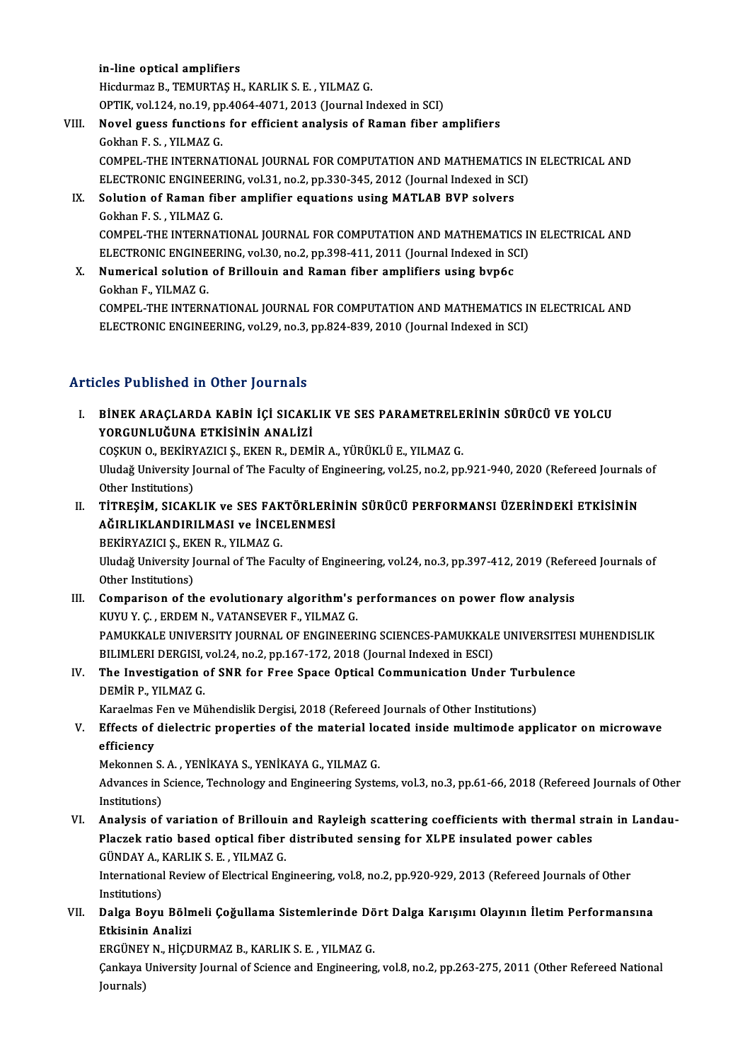in-line optical amplifiers
Hicdurmaz B., TEMURTAŞ H., KARLIK S. E. , YILMAZ G.
OPTIK, vol.124, no.19, pp.4064-4071, 2013 (Journal Indexed in SCI)

VIII. **Novel guess functions for efficient analysis of Raman fiber amplifiers**
Gokhan F. S. , YILMAZ G.
COMPEL-THE INTERNATIONAL JOURNAL FOR COMPUTATION AND MATHEMATICS IN ELECTRICAL AND ELECTRONIC ENGINEERING, vol.31, no.2, pp.330-345, 2012 (Journal Indexed in SCI)

IX. **Solution of Raman fiber amplifier equations using MATLAB BVP solvers**
Gokhan F. S. , YILMAZ G.
COMPEL-THE INTERNATIONAL JOURNAL FOR COMPUTATION AND MATHEMATICS IN ELECTRICAL AND ELECTRONIC ENGINEERING, vol.30, no.2, pp.398-411, 2011 (Journal Indexed in SCI)

X. **Numerical solution of Brillouin and Raman fiber amplifiers using bvp6c**
Gokhan F., YILMAZ G.
COMPEL-THE INTERNATIONAL JOURNAL FOR COMPUTATION AND MATHEMATICS IN ELECTRICAL AND ELECTRONIC ENGINEERING, vol.29, no.3, pp.824-839, 2010 (Journal Indexed in SCI)

## Articles Published in Other Journals

I. **BİNEK ARAÇLARDA KABİN İÇİ SICAKLIK VE SES PARAMETRELERİNİN SÜRÜCÜ VE YOLCU YORGUNLUĞUNA ETKİSİNİN ANALİZİ**
COŞKUN O., BEKİRYAZICI Ş., EKEN R., DEMİR A., YÜRÜKLÜ E., YILMAZ G.
Uludağ University Journal of The Faculty of Engineering, vol.25, no.2, pp.921-940, 2020 (Refereed Journals of Other Institutions)

II. **TİTREŞİM, SICAKLIK ve SES FAKTÖRLERİNİN SÜRÜCÜ PERFORMANSI ÜZERİNDEKİ ETKİSİNİN AĞIRLIKLANDIRILMASI ve İNCELENMESİ**
BEKİRYAZICI Ş., EKEN R., YILMAZ G.
Uludağ University Journal of The Faculty of Engineering, vol.24, no.3, pp.397-412, 2019 (Refereed Journals of Other Institutions)

III. **Comparison of the evolutionary algorithm's performances on power flow analysis**
KUYU Y. Ç. , ERDEM N., VATANSEVER F., YILMAZ G.
PAMUKKALE UNIVERSITY JOURNAL OF ENGINEERING SCIENCES-PAMUKKALE UNIVERSITESI MUHENDISLIK BILIMLERI DERGISI, vol.24, no.2, pp.167-172, 2018 (Journal Indexed in ESCI)

IV. **The Investigation of SNR for Free Space Optical Communication Under Turbulence**
DEMİR P., YILMAZ G.
Karaelmas Fen ve Mühendislik Dergisi, 2018 (Refereed Journals of Other Institutions)

V. **Effects of dielectric properties of the material located inside multimode applicator on microwave efficiency**
Mekonnen S. A. , YENİKAYA S., YENİKAYA G., YILMAZ G.
Advances in Science, Technology and Engineering Systems, vol.3, no.3, pp.61-66, 2018 (Refereed Journals of Other Institutions)

VI. **Analysis of variation of Brillouin and Rayleigh scattering coefficients with thermal strain in Landau-Placzek ratio based optical fiber distributed sensing for XLPE insulated power cables**
GÜNDAY A., KARLIK S. E. , YILMAZ G.
International Review of Electrical Engineering, vol.8, no.2, pp.920-929, 2013 (Refereed Journals of Other Institutions)

VII. **Dalga Boyu Bölmeli Çoğullama Sistemlerinde Dört Dalga Karışımı Olayının İletim Performansına Etkisinin Analizi**
ERGÜNEY N., HİÇDURMAZ B., KARLIK S. E. , YILMAZ G.
Çankaya University Journal of Science and Engineering, vol.8, no.2, pp.263-275, 2011 (Other Refereed National Journals)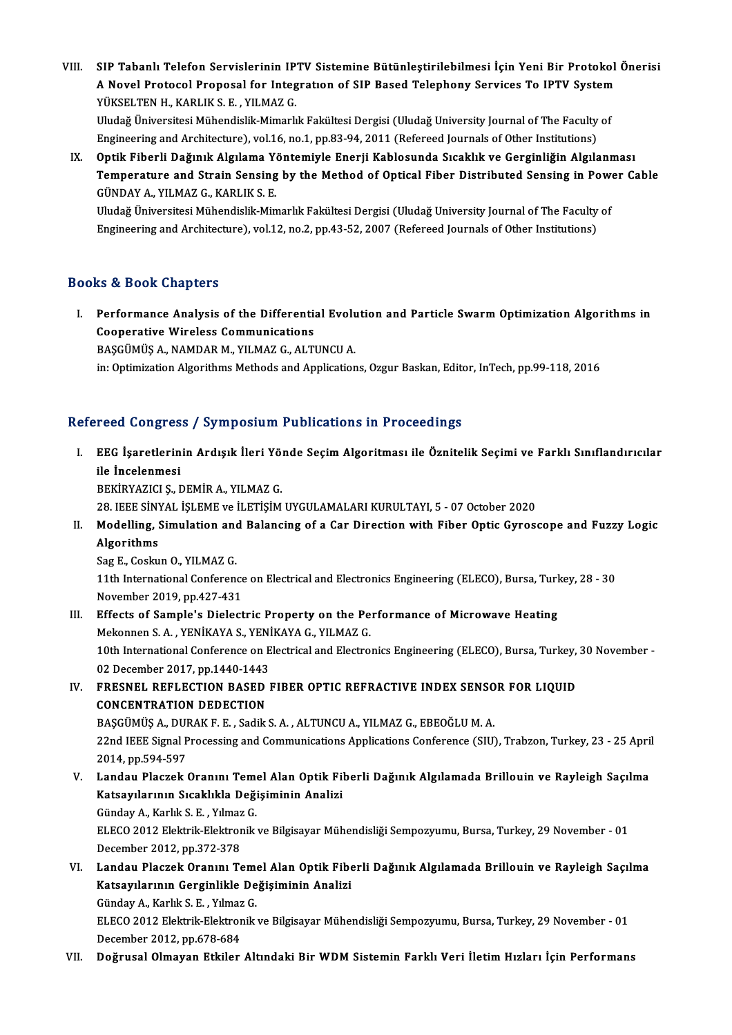VIII. **SIP Tabanlı Telefon Servislerinin IPTV Sistemine Bütünleştirilebilmesi İçin Yeni Bir Protokol Önerisi**
**A Novel Protocol Proposal for Integratıon of SIP Based Telephony Services To IPTV System**
YÜKSELTEN H., KARLIK S. E. , YILMAZ G.
Uludağ Üniversitesi Mühendislik-Mimarlık Fakültesi Dergisi (Uludağ University Journal of The Faculty of Engineering and Architecture), vol.16, no.1, pp.83-94, 2011 (Refereed Journals of Other Institutions)

IX. **Optik Fiberli Dağınık Algılama Yöntemiyle Enerji Kablosunda Sıcaklık ve Gerginliğin Algılanması**
**Temperature and Strain Sensing by the Method of Optical Fiber Distributed Sensing in Power Cable**
GÜNDAY A., YILMAZ G., KARLIK S. E.
Uludağ Üniversitesi Mühendislik-Mimarlık Fakültesi Dergisi (Uludağ University Journal of The Faculty of Engineering and Architecture), vol.12, no.2, pp.43-52, 2007 (Refereed Journals of Other Institutions)

## Books & Book Chapters

I. **Performance Analysis of the Differential Evolution and Particle Swarm Optimization Algorithms in Cooperative Wireless Communications**
BAŞGÜMÜŞ A., NAMDAR M., YILMAZ G., ALTUNCU A.
in: Optimization Algorithms Methods and Applications, Ozgur Baskan, Editor, InTech, pp.99-118, 2016

## Refereed Congress / Symposium Publications in Proceedings

I. **EEG İşaretlerinin Ardışık İleri Yönde Seçim Algoritması ile Öznitelik Seçimi ve Farklı Sınıflandırıcılar ile İncelenmesi**
BEKİRYAZICI Ş., DEMİR A., YILMAZ G.
28. IEEE SİNYAL İŞLEME ve İLETİŞİM UYGULAMALARI KURULTAYI, 5 - 07 October 2020

II. **Modelling, Simulation and Balancing of a Car Direction with Fiber Optic Gyroscope and Fuzzy Logic Algorithms**
Sag E., Coskun O., YILMAZ G.
11th International Conference on Electrical and Electronics Engineering (ELECO), Bursa, Turkey, 28 - 30 November 2019, pp.427-431

III. **Effects of Sample's Dielectric Property on the Performance of Microwave Heating**
Mekonnen S. A. , YENİKAYA S., YENİKAYA G., YILMAZ G.
10th International Conference on Electrical and Electronics Engineering (ELECO), Bursa, Turkey, 30 November - 02 December 2017, pp.1440-1443

IV. **FRESNEL REFLECTION BASED FIBER OPTIC REFRACTIVE INDEX SENSOR FOR LIQUID CONCENTRATION DEDECTION**
BAŞGÜMÜŞ A., DURAK F. E. , Sadik S. A. , ALTUNCU A., YILMAZ G., EBEOĞLU M. A.
22nd IEEE Signal Processing and Communications Applications Conference (SIU), Trabzon, Turkey, 23 - 25 April 2014, pp.594-597

V. **Landau Placzek Oranını Temel Alan Optik Fiberli Dağınık Algılamada Brillouin ve Rayleigh Saçılma Katsayılarının Sıcaklıkla Değişiminin Analizi**
Günday A., Karlık S. E. , Yılmaz G.
ELECO 2012 Elektrik-Elektronik ve Bilgisayar Mühendisliği Sempozyumu, Bursa, Turkey, 29 November - 01 December 2012, pp.372-378

VI. **Landau Placzek Oranını Temel Alan Optik Fiberli Dağınık Algılamada Brillouin ve Rayleigh Saçılma Katsayılarının Gerginlikle Değişiminin Analizi**
Günday A., Karlık S. E. , Yılmaz G.
ELECO 2012 Elektrik-Elektronik ve Bilgisayar Mühendisliği Sempozyumu, Bursa, Turkey, 29 November - 01 December 2012, pp.678-684

VII. **Doğrusal Olmayan Etkiler Altındaki Bir WDM Sistemin Farklı Veri İletim Hızları İçin Performans**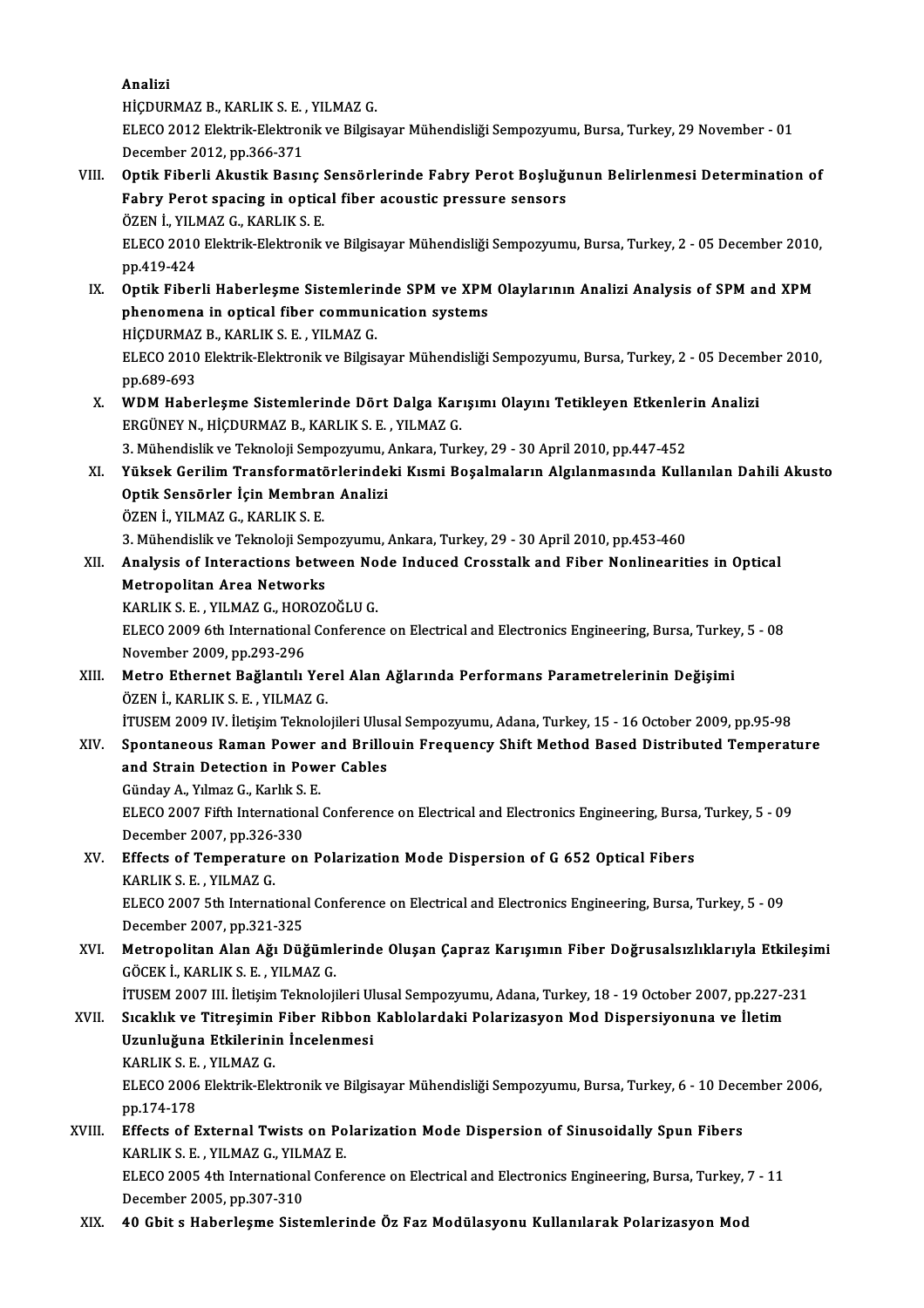Analizi
HİÇDURMAZ B., KARLIK S. E. , YILMAZ G.
ELECO 2012 Elektrik-Elektronik ve Bilgisayar Mühendisliği Sempozyumu, Bursa, Turkey, 29 November - 01 December 2012, pp.366-371

VIII. **Optik Fiberli Akustik Basınç Sensörlerinde Fabry Perot Boşluğunun Belirlenmesi Determination of Fabry Perot spacing in optical fiber acoustic pressure sensors**
ÖZEN İ., YILMAZ G., KARLIK S. E.
ELECO 2010 Elektrik-Elektronik ve Bilgisayar Mühendisliği Sempozyumu, Bursa, Turkey, 2 - 05 December 2010, pp.419-424

IX. **Optik Fiberli Haberleşme Sistemlerinde SPM ve XPM Olaylarının Analizi Analysis of SPM and XPM phenomena in optical fiber communication systems**
HİÇDURMAZ B., KARLIK S. E. , YILMAZ G.
ELECO 2010 Elektrik-Elektronik ve Bilgisayar Mühendisliği Sempozyumu, Bursa, Turkey, 2 - 05 December 2010, pp.689-693

X. **WDM Haberleşme Sistemlerinde Dört Dalga Karışımı Olayını Tetikleyen Etkenlerin Analizi**
ERGÜNEY N., HİÇDURMAZ B., KARLIK S. E. , YILMAZ G.
3. Mühendislik ve Teknoloji Sempozyumu, Ankara, Turkey, 29 - 30 April 2010, pp.447-452

XI. **Yüksek Gerilim Transformatörlerindeki Kısmi Boşalmaların Algılanmasında Kullanılan Dahili Akusto Optik Sensörler İçin Membran Analizi**
ÖZEN İ., YILMAZ G., KARLIK S. E.
3. Mühendislik ve Teknoloji Sempozyumu, Ankara, Turkey, 29 - 30 April 2010, pp.453-460

XII. **Analysis of Interactions between Node Induced Crosstalk and Fiber Nonlinearities in Optical Metropolitan Area Networks**
KARLIK S. E. , YILMAZ G., HOROZOĞLU G.
ELECO 2009 6th International Conference on Electrical and Electronics Engineering, Bursa, Turkey, 5 - 08 November 2009, pp.293-296

XIII. **Metro Ethernet Bağlantılı Yerel Alan Ağlarında Performans Parametrelerinin Değişimi**
ÖZEN İ., KARLIK S. E. , YILMAZ G.
İTUSEM 2009 IV. İletişim Teknolojileri Ulusal Sempozyumu, Adana, Turkey, 15 - 16 October 2009, pp.95-98

XIV. **Spontaneous Raman Power and Brillouin Frequency Shift Method Based Distributed Temperature and Strain Detection in Power Cables**
Günday A., Yılmaz G., Karlık S. E.
ELECO 2007 Fifth International Conference on Electrical and Electronics Engineering, Bursa, Turkey, 5 - 09 December 2007, pp.326-330

XV. **Effects of Temperature on Polarization Mode Dispersion of G 652 Optical Fibers**
KARLIK S. E. , YILMAZ G.
ELECO 2007 5th International Conference on Electrical and Electronics Engineering, Bursa, Turkey, 5 - 09 December 2007, pp.321-325

XVI. **Metropolitan Alan Ağı Düğümlerinde Oluşan Çapraz Karışımın Fiber Doğrusalsızlıklarıyla Etkileşimi**
GÖCEK İ., KARLIK S. E. , YILMAZ G.
İTUSEM 2007 III. İletişim Teknolojileri Ulusal Sempozyumu, Adana, Turkey, 18 - 19 October 2007, pp.227-231

XVII. **Sıcaklık ve Titreşimin Fiber Ribbon Kablolardaki Polarizasyon Mod Dispersiyonuna ve İletim Uzunluğuna Etkilerinin İncelenmesi**
KARLIK S. E. , YILMAZ G.
ELECO 2006 Elektrik-Elektronik ve Bilgisayar Mühendisliği Sempozyumu, Bursa, Turkey, 6 - 10 December 2006, pp.174-178

XVIII. **Effects of External Twists on Polarization Mode Dispersion of Sinusoidally Spun Fibers**
KARLIK S. E. , YILMAZ G., YILMAZ E.
ELECO 2005 4th International Conference on Electrical and Electronics Engineering, Bursa, Turkey, 7 - 11 December 2005, pp.307-310

XIX. **40 Gbit s Haberleşme Sistemlerinde Öz Faz Modülasyonu Kullanılarak Polarizasyon Mod**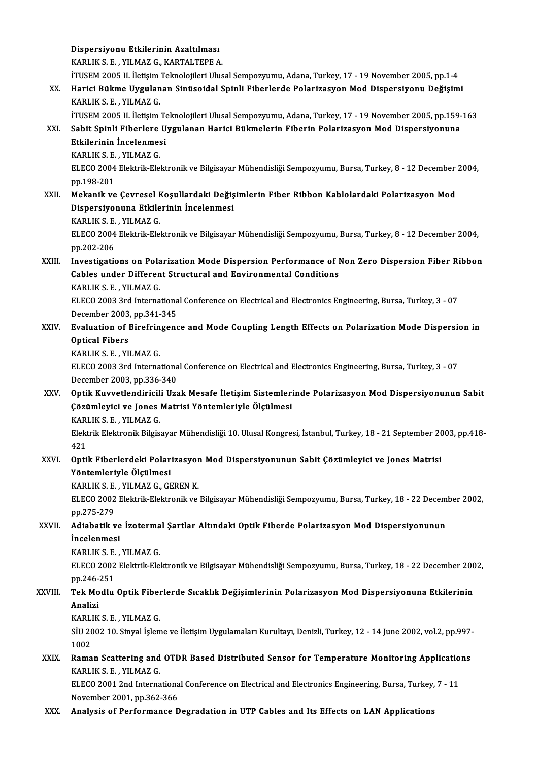Dispersiyonu Etkilerinin Azaltılması
KARLIK S. E. , YILMAZ G., KARTALTEPE A.
İTUSEM 2005 II. İletişim Teknolojileri Ulusal Sempozyumu, Adana, Turkey, 17 - 19 November 2005, pp.1-4

XX. **Harici Bükme Uygulanan Sinüsoidal Spinli Fiberlerde Polarizasyon Mod Dispersiyonu Değişimi**
KARLIK S. E. , YILMAZ G.
İTUSEM 2005 II. İletişim Teknolojileri Ulusal Sempozyumu, Adana, Turkey, 17 - 19 November 2005, pp.159-163

XXI. **Sabit Spinli Fiberlere Uygulanan Harici Bükmelerin Fiberin Polarizasyon Mod Dispersiyonuna Etkilerinin İncelenmesi**
KARLIK S. E. , YILMAZ G.
ELECO 2004 Elektrik-Elektronik ve Bilgisayar Mühendisliği Sempozyumu, Bursa, Turkey, 8 - 12 December 2004, pp.198-201

XXII. **Mekanik ve Çevresel Koşullardaki Değişimlerin Fiber Ribbon Kablolardaki Polarizasyon Mod Dispersiyonuna Etkilerinin İncelenmesi**
KARLIK S. E. , YILMAZ G.
ELECO 2004 Elektrik-Elektronik ve Bilgisayar Mühendisliği Sempozyumu, Bursa, Turkey, 8 - 12 December 2004, pp.202-206

XXIII. **Investigations on Polarization Mode Dispersion Performance of Non Zero Dispersion Fiber Ribbon Cables under Different Structural and Environmental Conditions**
KARLIK S. E. , YILMAZ G.
ELECO 2003 3rd International Conference on Electrical and Electronics Engineering, Bursa, Turkey, 3 - 07 December 2003, pp.341-345

XXIV. **Evaluation of Birefringence and Mode Coupling Length Effects on Polarization Mode Dispersion in Optical Fibers**
KARLIK S. E. , YILMAZ G.
ELECO 2003 3rd International Conference on Electrical and Electronics Engineering, Bursa, Turkey, 3 - 07 December 2003, pp.336-340

XXV. **Optik Kuvvetlendiricili Uzak Mesafe İletişim Sistemlerinde Polarizasyon Mod Dispersiyonunun Sabit Çözümleyici ve Jones Matrisi Yöntemleriyle Ölçülmesi**
KARLIK S. E. , YILMAZ G.
Elektrik Elektronik Bilgisayar Mühendisliği 10. Ulusal Kongresi, İstanbul, Turkey, 18 - 21 September 2003, pp.418-421

XXVI. **Optik Fiberlerdeki Polarizasyon Mod Dispersiyonunun Sabit Çözümleyici ve Jones Matrisi Yöntemleriyle Ölçülmesi**
KARLIK S. E. , YILMAZ G., GEREN K.
ELECO 2002 Elektrik-Elektronik ve Bilgisayar Mühendisliği Sempozyumu, Bursa, Turkey, 18 - 22 December 2002, pp.275-279

XXVII. **Adiabatik ve İzotermal Şartlar Altındaki Optik Fiberde Polarizasyon Mod Dispersiyonunun İncelenmesi**
KARLIK S. E. , YILMAZ G.
ELECO 2002 Elektrik-Elektronik ve Bilgisayar Mühendisliği Sempozyumu, Bursa, Turkey, 18 - 22 December 2002, pp.246-251

XXVIII. **Tek Modlu Optik Fiberlerde Sıcaklık Değişimlerinin Polarizasyon Mod Dispersiyonuna Etkilerinin Analizi**
KARLIK S. E. , YILMAZ G.
SİU 2002 10. Sinyal İşleme ve İletişim Uygulamaları Kurultayı, Denizli, Turkey, 12 - 14 June 2002, vol.2, pp.997-1002

XXIX. **Raman Scattering and OTDR Based Distributed Sensor for Temperature Monitoring Applications**
KARLIK S. E. , YILMAZ G.
ELECO 2001 2nd International Conference on Electrical and Electronics Engineering, Bursa, Turkey, 7 - 11 November 2001, pp.362-366

XXX. **Analysis of Performance Degradation in UTP Cables and Its Effects on LAN Applications**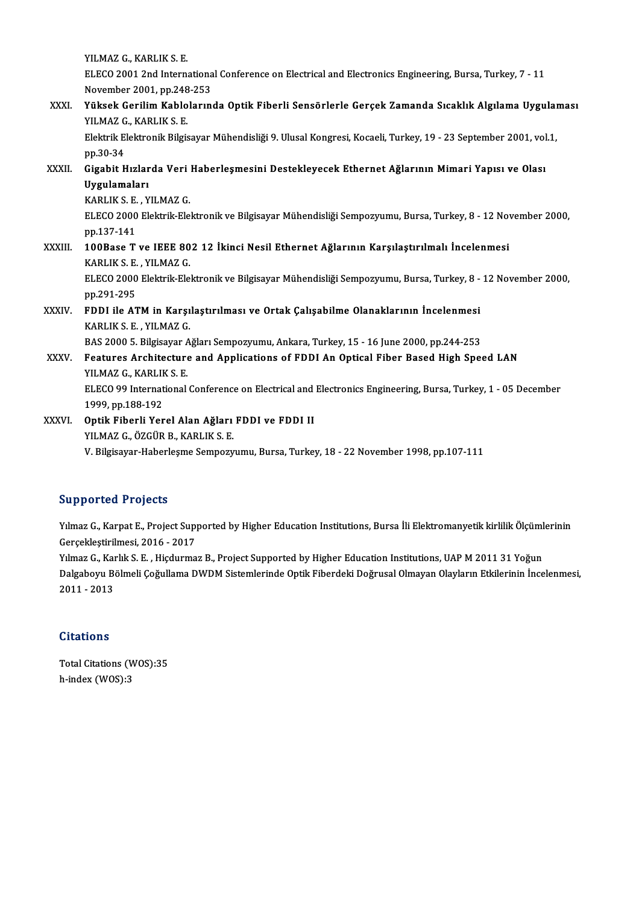YILMAZ G., KARLIK S. E.
ELECO 2001 2nd International Conference on Electrical and Electronics Engineering, Bursa, Turkey, 7 - 11 November 2001, pp.248-253

XXXI. **Yüksek Gerilim Kablolarında Optik Fiberli Sensörlerle Gerçek Zamanda Sıcaklık Algılama Uygulaması**
YILMAZ G., KARLIK S. E.
Elektrik Elektronik Bilgisayar Mühendisliği 9. Ulusal Kongresi, Kocaeli, Turkey, 19 - 23 September 2001, vol.1, pp.30-34

XXXII. **Gigabit Hızlarda Veri Haberleşmesini Destekleyecek Ethernet Ağlarının Mimari Yapısı ve Olası Uygulamaları**
KARLIK S. E. , YILMAZ G.
ELECO 2000 Elektrik-Elektronik ve Bilgisayar Mühendisliği Sempozyumu, Bursa, Turkey, 8 - 12 November 2000, pp.137-141

XXXIII. **100Base T ve IEEE 802 12 İkinci Nesil Ethernet Ağlarının Karşılaştırılmalı İncelenmesi**
KARLIK S. E. , YILMAZ G.
ELECO 2000 Elektrik-Elektronik ve Bilgisayar Mühendisliği Sempozyumu, Bursa, Turkey, 8 - 12 November 2000, pp.291-295

XXXIV. **FDDI ile ATM in Karşılaştırılması ve Ortak Çalışabilme Olanaklarının İncelenmesi**
KARLIK S. E. , YILMAZ G.
BAS 2000 5. Bilgisayar Ağları Sempozyumu, Ankara, Turkey, 15 - 16 June 2000, pp.244-253

XXXV. **Features Architecture and Applications of FDDI An Optical Fiber Based High Speed LAN**
YILMAZ G., KARLIK S. E.
ELECO 99 International Conference on Electrical and Electronics Engineering, Bursa, Turkey, 1 - 05 December 1999, pp.188-192

XXXVI. **Optik Fiberli Yerel Alan Ağları FDDI ve FDDI II**
YILMAZ G., ÖZGÜR B., KARLIK S. E.
V. Bilgisayar-Haberleşme Sempozyumu, Bursa, Turkey, 18 - 22 November 1998, pp.107-111

## Supported Projects

Yılmaz G., Karpat E., Project Supported by Higher Education Institutions, Bursa İli Elektromanyetik kirlilik Ölçümlerinin Gerçekleştirilmesi, 2016 - 2017

Yılmaz G., Karlık S. E. , Hiçdurmaz B., Project Supported by Higher Education Institutions, UAP M 2011 31 Yoğun Dalgaboyu Bölmeli Çoğullama DWDM Sistemlerinde Optik Fiberdeki Doğrusal Olmayan Olayların Etkilerinin İncelenmesi, 2011 - 2013

## Citations

Total Citations (WOS):35
h-index (WOS):3